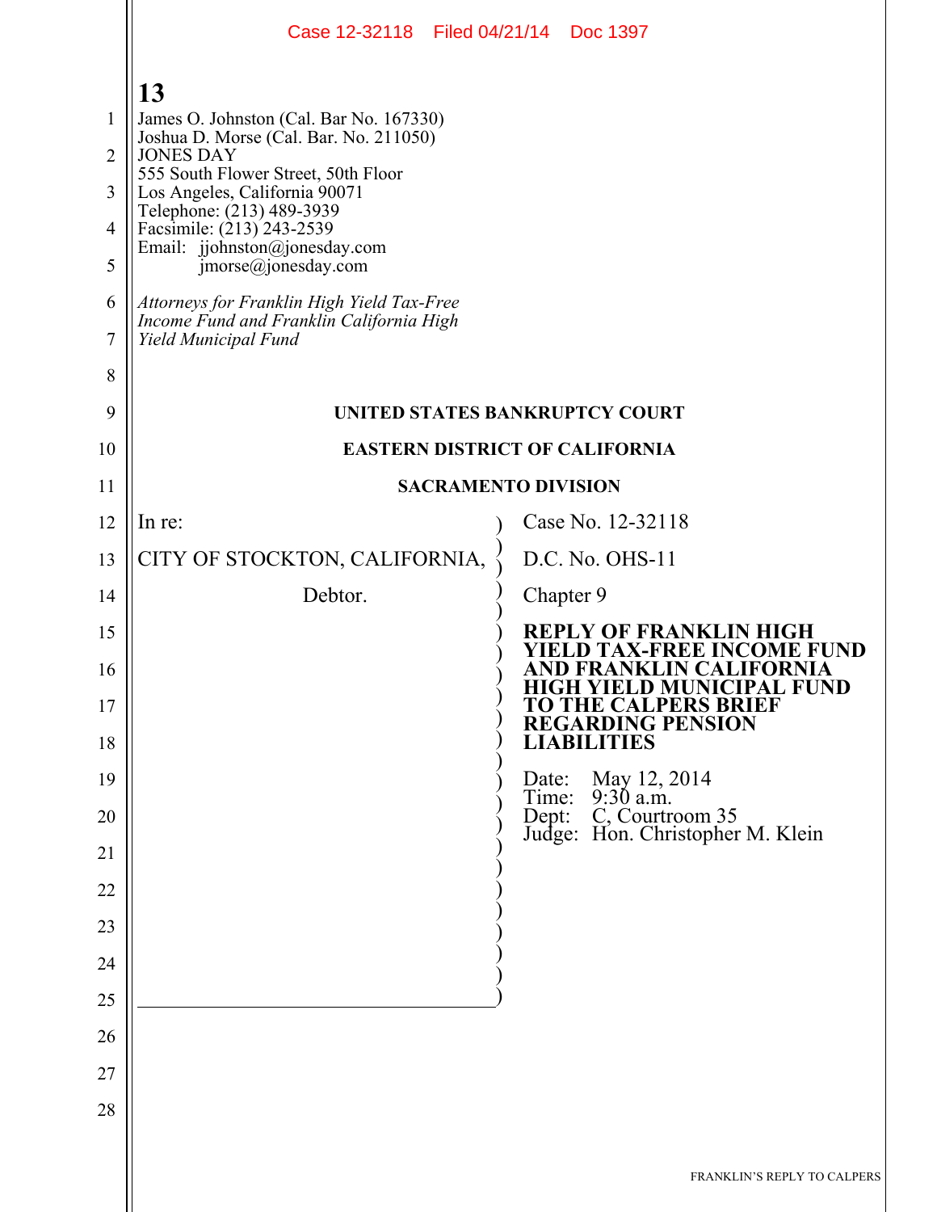James O. Johnston (Cal. Bar No. 167330)
Joshua D. Morse (Cal. Bar. No. 211050)
JONES DAY
555 South Flower Street, 50th Floor
Los Angeles, California 90071
Telephone: (213) 489-3939
Facsimile: (213) 243-2539
Email: jjohnston@jonesday.com
jmorse@jonesday.com

*Attorneys for Franklin High Yield Tax-Free Income Fund and Franklin California High Yield Municipal Fund*

**UNITED STATES BANKRUPTCY COURT**

**EASTERN DISTRICT OF CALIFORNIA**

**SACRAMENTO DIVISION**

In re:

CITY OF STOCKTON, CALIFORNIA,

Debtor.

Case No. 12-32118

D.C. No. OHS-11

Chapter 9

**REPLY OF FRANKLIN HIGH YIELD TAX-FREE INCOME FUND AND FRANKLIN CALIFORNIA HIGH YIELD MUNICIPAL FUND TO THE CALPERS BRIEF REGARDING PENSION LIABILITIES**

Date: May 12, 2014
Time: 9:30 a.m.
Dept: C, Courtroom 35
Judge: Hon. Christopher M. Klein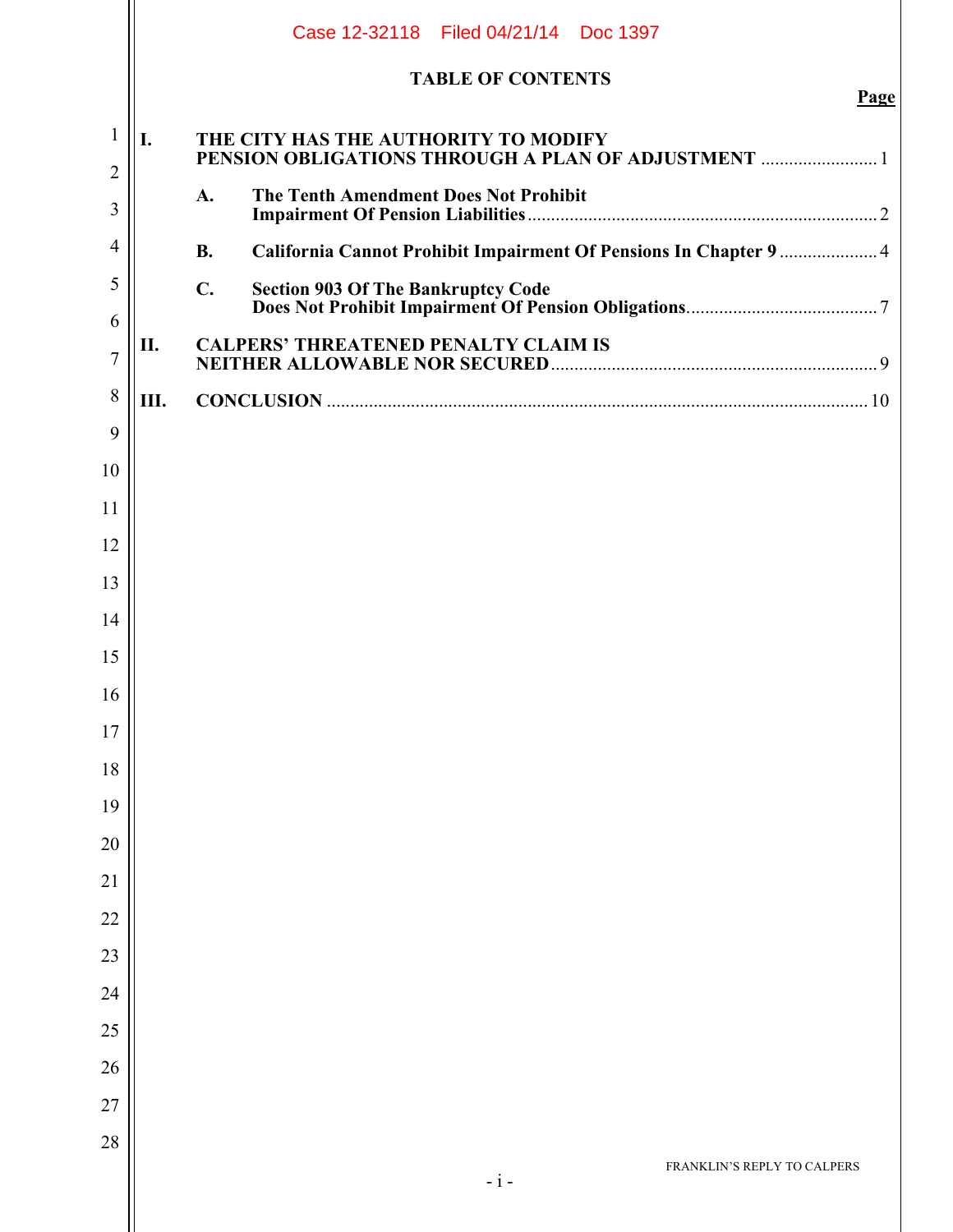# TABLE OF CONTENTS

| | | Page |
|---|---|---|
| **I.** | **THE CITY HAS THE AUTHORITY TO MODIFY PENSION OBLIGATIONS THROUGH A PLAN OF ADJUSTMENT** | 1 |
| | **A. The Tenth Amendment Does Not Prohibit Impairment Of Pension Liabilities** | 2 |
| | **B. California Cannot Prohibit Impairment Of Pensions In Chapter 9** | 4 |
| | **C. Section 903 Of The Bankruptcy Code Does Not Prohibit Impairment Of Pension Obligations** | 7 |
| **II.** | **CALPERS' THREATENED PENALTY CLAIM IS NEITHER ALLOWABLE NOR SECURED** | 9 |
| **III.** | **CONCLUSION** | 10 |

FRANKLIN'S REPLY TO CALPERS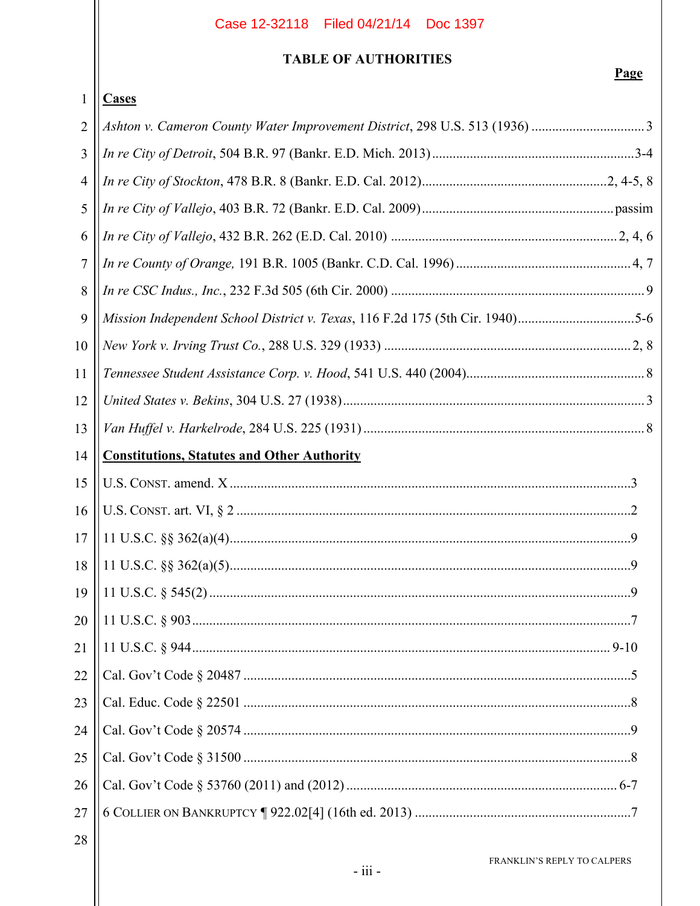# TABLE OF AUTHORITIES

**Page**

**Cases**

*Ashton v. Cameron County Water Improvement District*, 298 U.S. 513 (1936) .................................3

*In re City of Detroit*, 504 B.R. 97 (Bankr. E.D. Mich. 2013).............................................................3-4

*In re City of Stockton*, 478 B.R. 8 (Bankr. E.D. Cal. 2012).......................................................2, 4-5, 8

*In re City of Vallejo*, 403 B.R. 72 (Bankr. E.D. Cal. 2009).........................................................passim

*In re City of Vallejo*, 432 B.R. 262 (E.D. Cal. 2010) ..................................................................2, 4, 6

*In re County of Orange,* 191 B.R. 1005 (Bankr. C.D. Cal. 1996) ...................................................4, 7

*In re CSC Indus., Inc.*, 232 F.3d 505 (6th Cir. 2000) ..........................................................................9

*Mission Independent School District v. Texas*, 116 F.2d 175 (5th Cir. 1940)..................................5-6

*New York v. Irving Trust Co.*, 288 U.S. 329 (1933) ........................................................................2, 8

*Tennessee Student Assistance Corp. v. Hood*, 541 U.S. 440 (2004)....................................................8

*United States v. Bekins*, 304 U.S. 27 (1938).........................................................................................3

*Van Huffel v. Harkelrode*, 284 U.S. 225 (1931) ..................................................................................8

**Constitutions, Statutes and Other Authority**

U.S. CONST. amend. X ..........................................................................................................................3

U.S. CONST. art. VI, § 2 ........................................................................................................................2

11 U.S.C. §§ 362(a)(4)...........................................................................................................................9

11 U.S.C. §§ 362(a)(5)...........................................................................................................................9

11 U.S.C. § 545(2) ................................................................................................................................9

11 U.S.C. § 903.....................................................................................................................................7

11 U.S.C. § 944................................................................................................................................ 9-10

Cal. Gov't Code § 20487 .......................................................................................................................5

Cal. Educ. Code § 22501 .......................................................................................................................8

Cal. Gov't Code § 20574 .......................................................................................................................9

Cal. Gov't Code § 31500 .......................................................................................................................8

Cal. Gov't Code § 53760 (2011) and (2012) ..................................................................................... 6-7

6 COLLIER ON BANKRUPTCY ¶ 922.02[4] (16th ed. 2013) ..................................................................7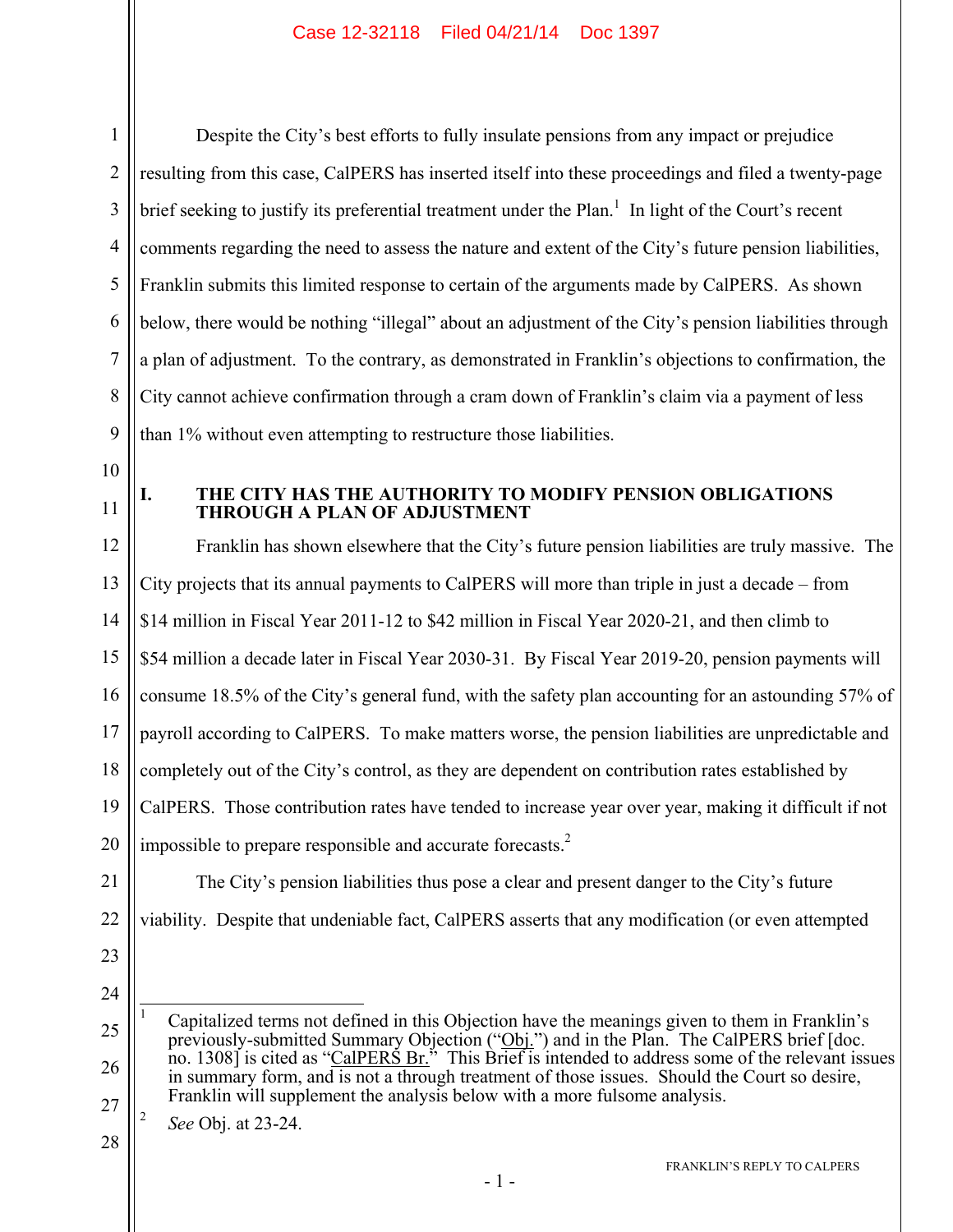Despite the City's best efforts to fully insulate pensions from any impact or prejudice resulting from this case, CalPERS has inserted itself into these proceedings and filed a twenty-page brief seeking to justify its preferential treatment under the Plan.[1] In light of the Court's recent comments regarding the need to assess the nature and extent of the City's future pension liabilities, Franklin submits this limited response to certain of the arguments made by CalPERS. As shown below, there would be nothing "illegal" about an adjustment of the City's pension liabilities through a plan of adjustment. To the contrary, as demonstrated in Franklin's objections to confirmation, the City cannot achieve confirmation through a cram down of Franklin's claim via a payment of less than 1% without even attempting to restructure those liabilities.

## I. THE CITY HAS THE AUTHORITY TO MODIFY PENSION OBLIGATIONS THROUGH A PLAN OF ADJUSTMENT

Franklin has shown elsewhere that the City's future pension liabilities are truly massive. The City projects that its annual payments to CalPERS will more than triple in just a decade – from $14 million in Fiscal Year 2011-12 to $42 million in Fiscal Year 2020-21, and then climb to $54 million a decade later in Fiscal Year 2030-31. By Fiscal Year 2019-20, pension payments will consume 18.5% of the City's general fund, with the safety plan accounting for an astounding 57% of payroll according to CalPERS. To make matters worse, the pension liabilities are unpredictable and completely out of the City's control, as they are dependent on contribution rates established by CalPERS. Those contribution rates have tended to increase year over year, making it difficult if not impossible to prepare responsible and accurate forecasts.[2]

The City's pension liabilities thus pose a clear and present danger to the City's future viability. Despite that undeniable fact, CalPERS asserts that any modification (or even attempted

---

[1] Capitalized terms not defined in this Objection have the meanings given to them in Franklin's previously-submitted Summary Objection ("Obj.") and in the Plan. The CalPERS brief [doc. no. 1308] is cited as "CalPERS Br." This Brief is intended to address some of the relevant issues in summary form, and is not a through treatment of those issues. Should the Court so desire, Franklin will supplement the analysis below with a more fulsome analysis.

[2] *See* Obj. at 23-24.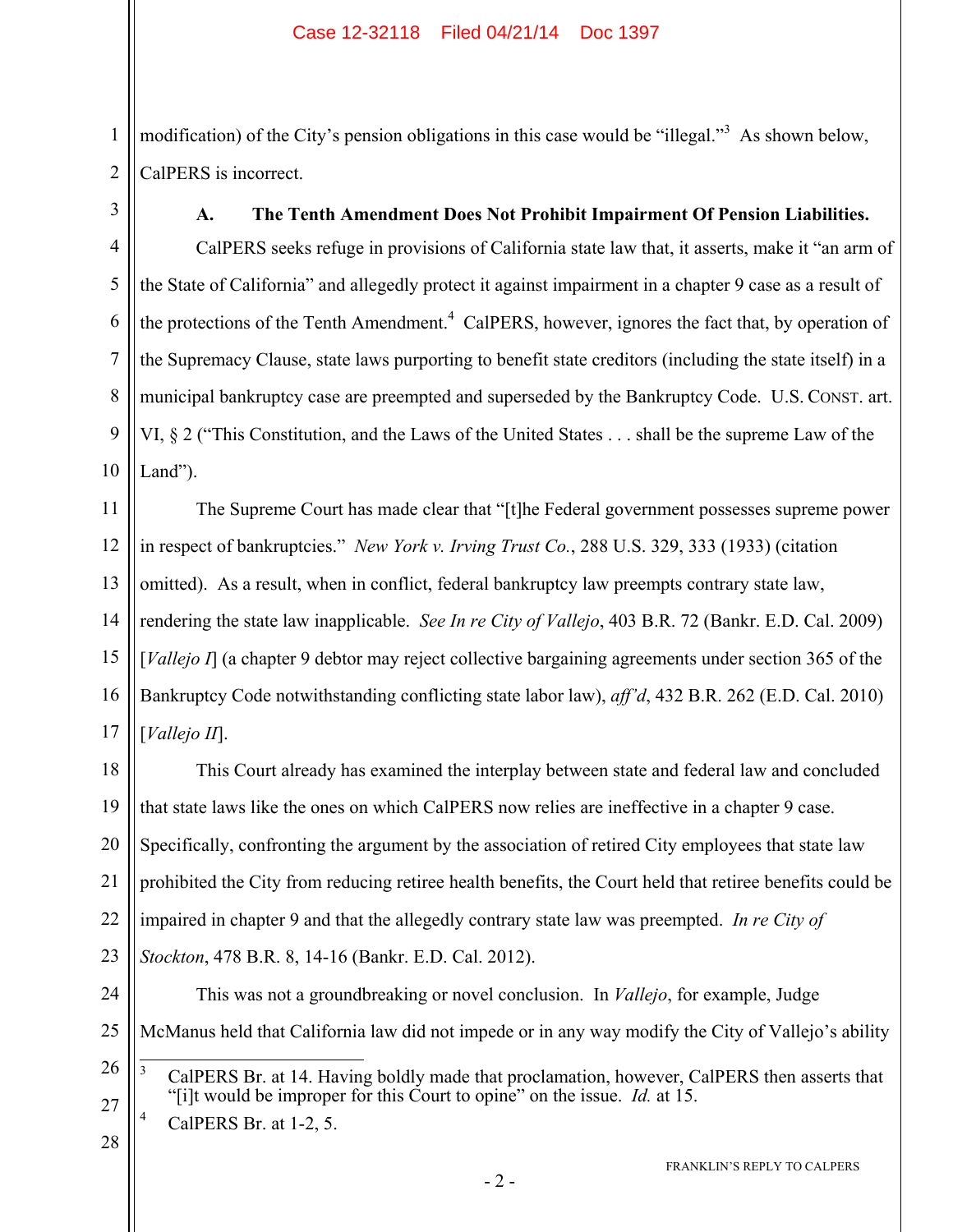modification) of the City's pension obligations in this case would be "illegal."[3] As shown below, CalPERS is incorrect.

### A. The Tenth Amendment Does Not Prohibit Impairment Of Pension Liabilities.

CalPERS seeks refuge in provisions of California state law that, it asserts, make it "an arm of the State of California" and allegedly protect it against impairment in a chapter 9 case as a result of the protections of the Tenth Amendment.[4] CalPERS, however, ignores the fact that, by operation of the Supremacy Clause, state laws purporting to benefit state creditors (including the state itself) in a municipal bankruptcy case are preempted and superseded by the Bankruptcy Code. U.S. CONST. art. VI, § 2 ("This Constitution, and the Laws of the United States . . . shall be the supreme Law of the Land").

The Supreme Court has made clear that "[t]he Federal government possesses supreme power in respect of bankruptcies." *New York v. Irving Trust Co.*, 288 U.S. 329, 333 (1933) (citation omitted). As a result, when in conflict, federal bankruptcy law preempts contrary state law, rendering the state law inapplicable. *See In re City of Vallejo*, 403 B.R. 72 (Bankr. E.D. Cal. 2009) [*Vallejo I*] (a chapter 9 debtor may reject collective bargaining agreements under section 365 of the Bankruptcy Code notwithstanding conflicting state labor law), *aff'd*, 432 B.R. 262 (E.D. Cal. 2010) [*Vallejo II*].

This Court already has examined the interplay between state and federal law and concluded that state laws like the ones on which CalPERS now relies are ineffective in a chapter 9 case. Specifically, confronting the argument by the association of retired City employees that state law prohibited the City from reducing retiree health benefits, the Court held that retiree benefits could be impaired in chapter 9 and that the allegedly contrary state law was preempted. *In re City of Stockton*, 478 B.R. 8, 14-16 (Bankr. E.D. Cal. 2012).

This was not a groundbreaking or novel conclusion. In *Vallejo*, for example, Judge McManus held that California law did not impede or in any way modify the City of Vallejo's ability

---

[3] CalPERS Br. at 14. Having boldly made that proclamation, however, CalPERS then asserts that "[i]t would be improper for this Court to opine" on the issue. *Id.* at 15.

[4] CalPERS Br. at 1-2, 5.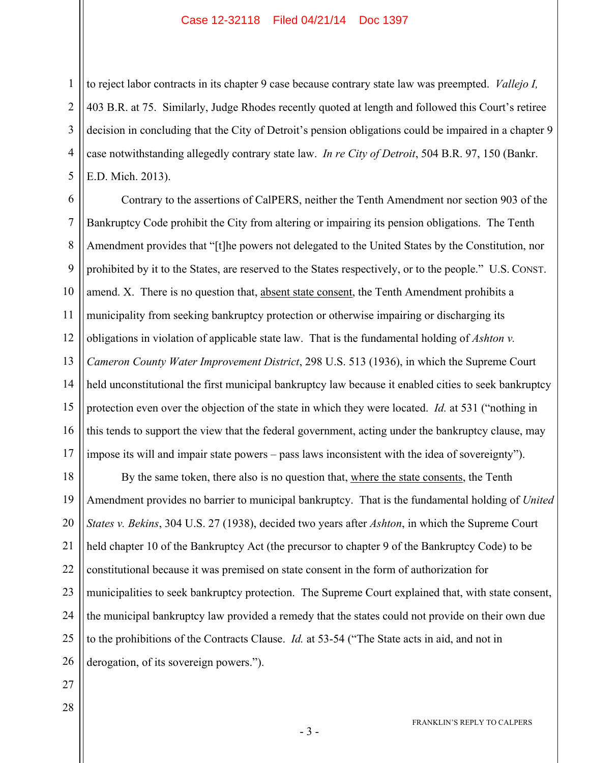to reject labor contracts in its chapter 9 case because contrary state law was preempted. *Vallejo I,* 403 B.R. at 75. Similarly, Judge Rhodes recently quoted at length and followed this Court's retiree decision in concluding that the City of Detroit's pension obligations could be impaired in a chapter 9 case notwithstanding allegedly contrary state law. *In re City of Detroit*, 504 B.R. 97, 150 (Bankr. E.D. Mich. 2013).

Contrary to the assertions of CalPERS, neither the Tenth Amendment nor section 903 of the Bankruptcy Code prohibit the City from altering or impairing its pension obligations. The Tenth Amendment provides that "[t]he powers not delegated to the United States by the Constitution, nor prohibited by it to the States, are reserved to the States respectively, or to the people." U.S. CONST. amend. X. There is no question that, <u>absent state consent</u>, the Tenth Amendment prohibits a municipality from seeking bankruptcy protection or otherwise impairing or discharging its obligations in violation of applicable state law. That is the fundamental holding of *Ashton v. Cameron County Water Improvement District*, 298 U.S. 513 (1936), in which the Supreme Court held unconstitutional the first municipal bankruptcy law because it enabled cities to seek bankruptcy protection even over the objection of the state in which they were located. *Id.* at 531 ("nothing in this tends to support the view that the federal government, acting under the bankruptcy clause, may impose its will and impair state powers – pass laws inconsistent with the idea of sovereignty").

By the same token, there also is no question that, <u>where the state consents</u>, the Tenth Amendment provides no barrier to municipal bankruptcy. That is the fundamental holding of *United States v. Bekins*, 304 U.S. 27 (1938), decided two years after *Ashton*, in which the Supreme Court held chapter 10 of the Bankruptcy Act (the precursor to chapter 9 of the Bankruptcy Code) to be constitutional because it was premised on state consent in the form of authorization for municipalities to seek bankruptcy protection. The Supreme Court explained that, with state consent, the municipal bankruptcy law provided a remedy that the states could not provide on their own due to the prohibitions of the Contracts Clause. *Id.* at 53-54 ("The State acts in aid, and not in derogation, of its sovereign powers.").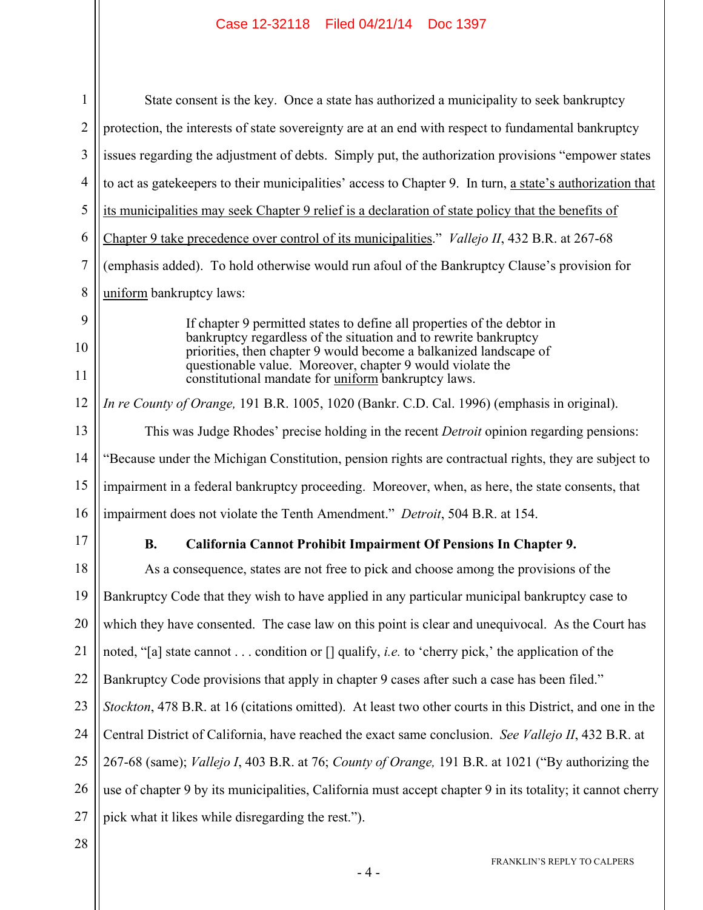State consent is the key. Once a state has authorized a municipality to seek bankruptcy protection, the interests of state sovereignty are at an end with respect to fundamental bankruptcy issues regarding the adjustment of debts. Simply put, the authorization provisions "empower states to act as gatekeepers to their municipalities' access to Chapter 9. In turn, <u>a state's authorization that its municipalities may seek Chapter 9 relief is a declaration of state policy that the benefits of Chapter 9 take precedence over control of its municipalities</u>." *Vallejo II*, 432 B.R. at 267-68 (emphasis added). To hold otherwise would run afoul of the Bankruptcy Clause's provision for <u>uniform</u> bankruptcy laws:

> If chapter 9 permitted states to define all properties of the debtor in bankruptcy regardless of the situation and to rewrite bankruptcy priorities, then chapter 9 would become a balkanized landscape of questionable value. Moreover, chapter 9 would violate the constitutional mandate for <u>uniform</u> bankruptcy laws.

*In re County of Orange,* 191 B.R. 1005, 1020 (Bankr. C.D. Cal. 1996) (emphasis in original).

This was Judge Rhodes' precise holding in the recent *Detroit* opinion regarding pensions: "Because under the Michigan Constitution, pension rights are contractual rights, they are subject to impairment in a federal bankruptcy proceeding. Moreover, when, as here, the state consents, that impairment does not violate the Tenth Amendment." *Detroit*, 504 B.R. at 154.

### B. California Cannot Prohibit Impairment Of Pensions In Chapter 9.

As a consequence, states are not free to pick and choose among the provisions of the Bankruptcy Code that they wish to have applied in any particular municipal bankruptcy case to which they have consented. The case law on this point is clear and unequivocal. As the Court has noted, "[a] state cannot . . . condition or [] qualify, *i.e.* to 'cherry pick,' the application of the Bankruptcy Code provisions that apply in chapter 9 cases after such a case has been filed." *Stockton*, 478 B.R. at 16 (citations omitted). At least two other courts in this District, and one in the Central District of California, have reached the exact same conclusion. *See Vallejo II*, 432 B.R. at 267-68 (same); *Vallejo I*, 403 B.R. at 76; *County of Orange,* 191 B.R. at 1021 ("By authorizing the use of chapter 9 by its municipalities, California must accept chapter 9 in its totality; it cannot cherry pick what it likes while disregarding the rest.").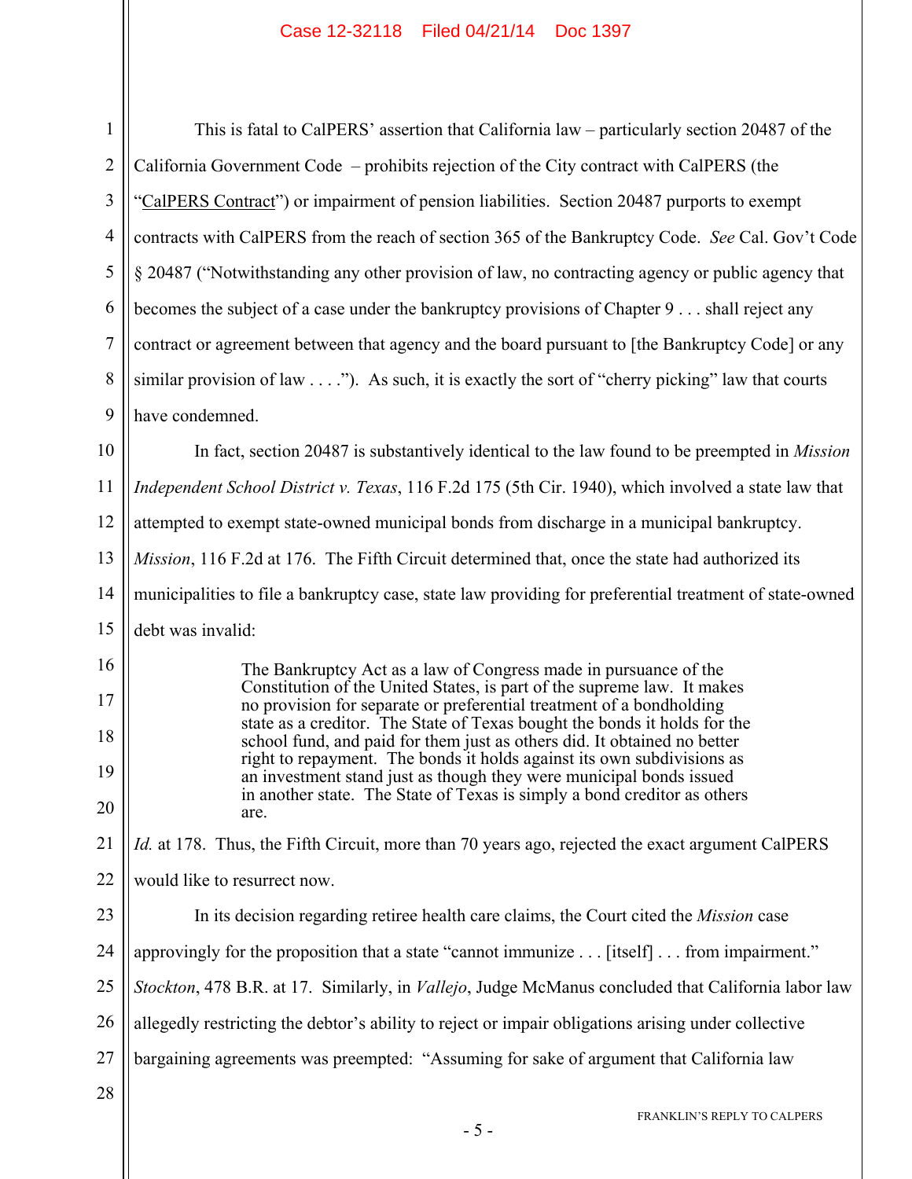This is fatal to CalPERS' assertion that California law – particularly section 20487 of the California Government Code – prohibits rejection of the City contract with CalPERS (the "CalPERS Contract") or impairment of pension liabilities. Section 20487 purports to exempt contracts with CalPERS from the reach of section 365 of the Bankruptcy Code. *See* Cal. Gov't Code § 20487 ("Notwithstanding any other provision of law, no contracting agency or public agency that becomes the subject of a case under the bankruptcy provisions of Chapter 9 . . . shall reject any contract or agreement between that agency and the board pursuant to [the Bankruptcy Code] or any similar provision of law . . . ."). As such, it is exactly the sort of "cherry picking" law that courts have condemned.

In fact, section 20487 is substantively identical to the law found to be preempted in *Mission Independent School District v. Texas*, 116 F.2d 175 (5th Cir. 1940), which involved a state law that attempted to exempt state-owned municipal bonds from discharge in a municipal bankruptcy. *Mission*, 116 F.2d at 176. The Fifth Circuit determined that, once the state had authorized its municipalities to file a bankruptcy case, state law providing for preferential treatment of state-owned debt was invalid:

> The Bankruptcy Act as a law of Congress made in pursuance of the Constitution of the United States, is part of the supreme law. It makes no provision for separate or preferential treatment of a bondholding state as a creditor. The State of Texas bought the bonds it holds for the school fund, and paid for them just as others did. It obtained no better right to repayment. The bonds it holds against its own subdivisions as an investment stand just as though they were municipal bonds issued in another state. The State of Texas is simply a bond creditor as others are.

*Id.* at 178. Thus, the Fifth Circuit, more than 70 years ago, rejected the exact argument CalPERS would like to resurrect now.

In its decision regarding retiree health care claims, the Court cited the *Mission* case approvingly for the proposition that a state "cannot immunize . . . [itself] . . . from impairment." *Stockton*, 478 B.R. at 17. Similarly, in *Vallejo*, Judge McManus concluded that California labor law allegedly restricting the debtor's ability to reject or impair obligations arising under collective bargaining agreements was preempted: "Assuming for sake of argument that California law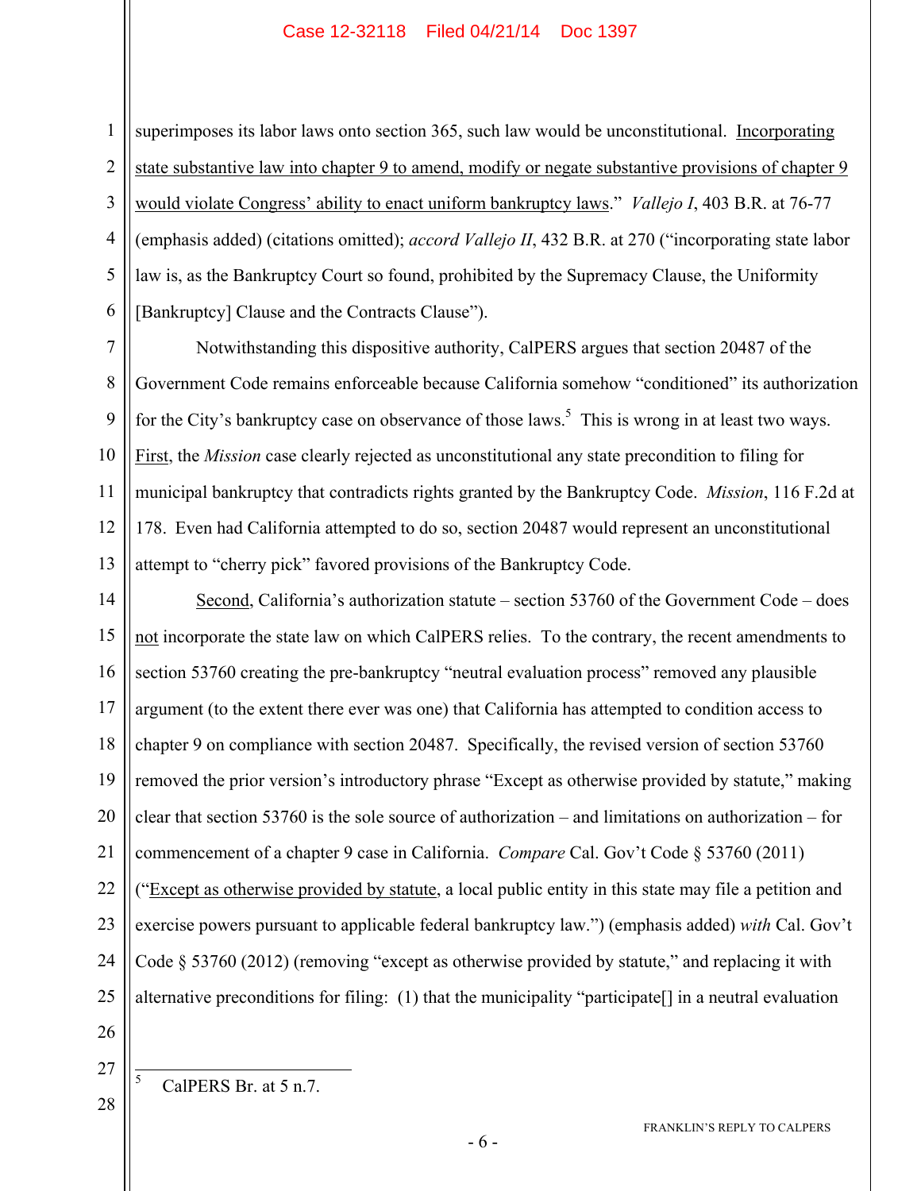superimposes its labor laws onto section 365, such law would be unconstitutional. Incorporating state substantive law into chapter 9 to amend, modify or negate substantive provisions of chapter 9 would violate Congress' ability to enact uniform bankruptcy laws." *Vallejo I*, 403 B.R. at 76-77 (emphasis added) (citations omitted); *accord Vallejo II*, 432 B.R. at 270 ("incorporating state labor law is, as the Bankruptcy Court so found, prohibited by the Supremacy Clause, the Uniformity [Bankruptcy] Clause and the Contracts Clause").

Notwithstanding this dispositive authority, CalPERS argues that section 20487 of the Government Code remains enforceable because California somehow "conditioned" its authorization for the City's bankruptcy case on observance of those laws.[5] This is wrong in at least two ways. First, the *Mission* case clearly rejected as unconstitutional any state precondition to filing for municipal bankruptcy that contradicts rights granted by the Bankruptcy Code. *Mission*, 116 F.2d at 178. Even had California attempted to do so, section 20487 would represent an unconstitutional attempt to "cherry pick" favored provisions of the Bankruptcy Code.

Second, California's authorization statute – section 53760 of the Government Code – does not incorporate the state law on which CalPERS relies. To the contrary, the recent amendments to section 53760 creating the pre-bankruptcy "neutral evaluation process" removed any plausible argument (to the extent there ever was one) that California has attempted to condition access to chapter 9 on compliance with section 20487. Specifically, the revised version of section 53760 removed the prior version's introductory phrase "Except as otherwise provided by statute," making clear that section 53760 is the sole source of authorization – and limitations on authorization – for commencement of a chapter 9 case in California. *Compare* Cal. Gov't Code § 53760 (2011) ("Except as otherwise provided by statute, a local public entity in this state may file a petition and exercise powers pursuant to applicable federal bankruptcy law.") (emphasis added) *with* Cal. Gov't Code § 53760 (2012) (removing "except as otherwise provided by statute," and replacing it with alternative preconditions for filing: (1) that the municipality "participate[] in a neutral evaluation

---

[5] CalPERS Br. at 5 n.7.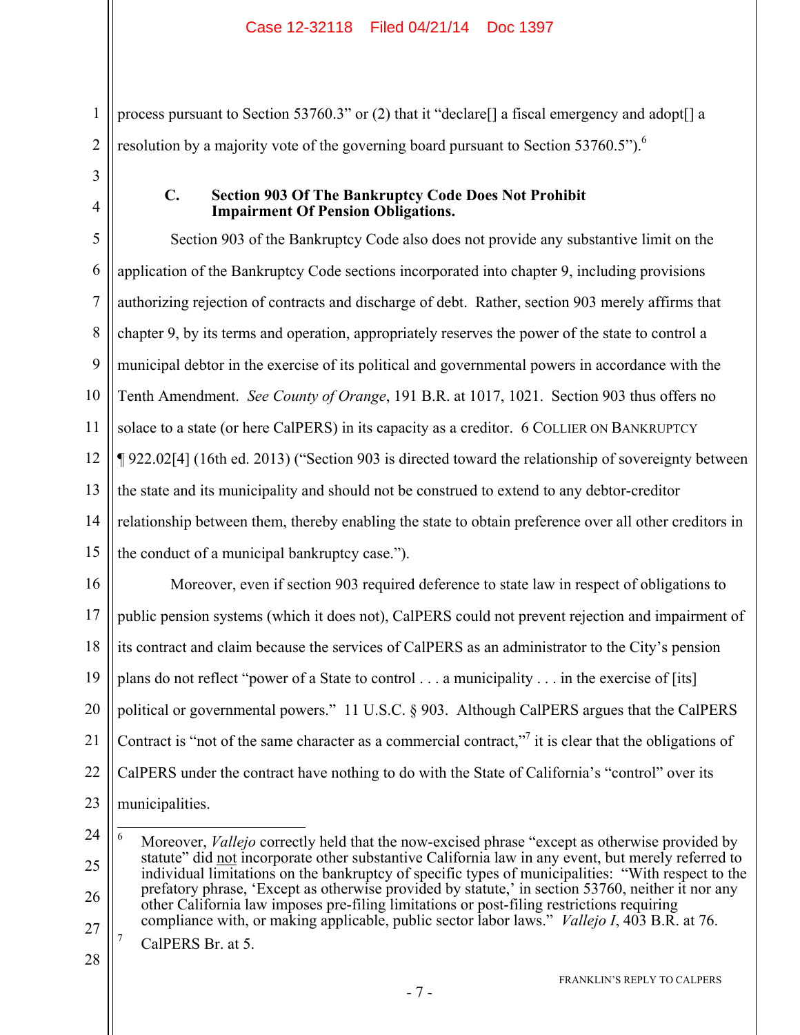process pursuant to Section 53760.3" or (2) that it "declare[] a fiscal emergency and adopt[] a resolution by a majority vote of the governing board pursuant to Section 53760.5").[6]

### C. Section 903 Of The Bankruptcy Code Does Not Prohibit Impairment Of Pension Obligations.

Section 903 of the Bankruptcy Code also does not provide any substantive limit on the application of the Bankruptcy Code sections incorporated into chapter 9, including provisions authorizing rejection of contracts and discharge of debt. Rather, section 903 merely affirms that chapter 9, by its terms and operation, appropriately reserves the power of the state to control a municipal debtor in the exercise of its political and governmental powers in accordance with the Tenth Amendment. *See County of Orange*, 191 B.R. at 1017, 1021. Section 903 thus offers no solace to a state (or here CalPERS) in its capacity as a creditor. 6 COLLIER ON BANKRUPTCY ¶ 922.02[4] (16th ed. 2013) ("Section 903 is directed toward the relationship of sovereignty between the state and its municipality and should not be construed to extend to any debtor-creditor relationship between them, thereby enabling the state to obtain preference over all other creditors in the conduct of a municipal bankruptcy case.").

Moreover, even if section 903 required deference to state law in respect of obligations to public pension systems (which it does not), CalPERS could not prevent rejection and impairment of its contract and claim because the services of CalPERS as an administrator to the City's pension plans do not reflect "power of a State to control . . . a municipality . . . in the exercise of [its] political or governmental powers." 11 U.S.C. § 903. Although CalPERS argues that the CalPERS Contract is "not of the same character as a commercial contract,"[7] it is clear that the obligations of CalPERS under the contract have nothing to do with the State of California's "control" over its municipalities.

---

[6] Moreover, *Vallejo* correctly held that the now-excised phrase "except as otherwise provided by statute" did not incorporate other substantive California law in any event, but merely referred to individual limitations on the bankruptcy of specific types of municipalities: "With respect to the prefatory phrase, 'Except as otherwise provided by statute,' in section 53760, neither it nor any other California law imposes pre-filing limitations or post-filing restrictions requiring compliance with, or making applicable, public sector labor laws." *Vallejo I*, 403 B.R. at 76.

[7] CalPERS Br. at 5.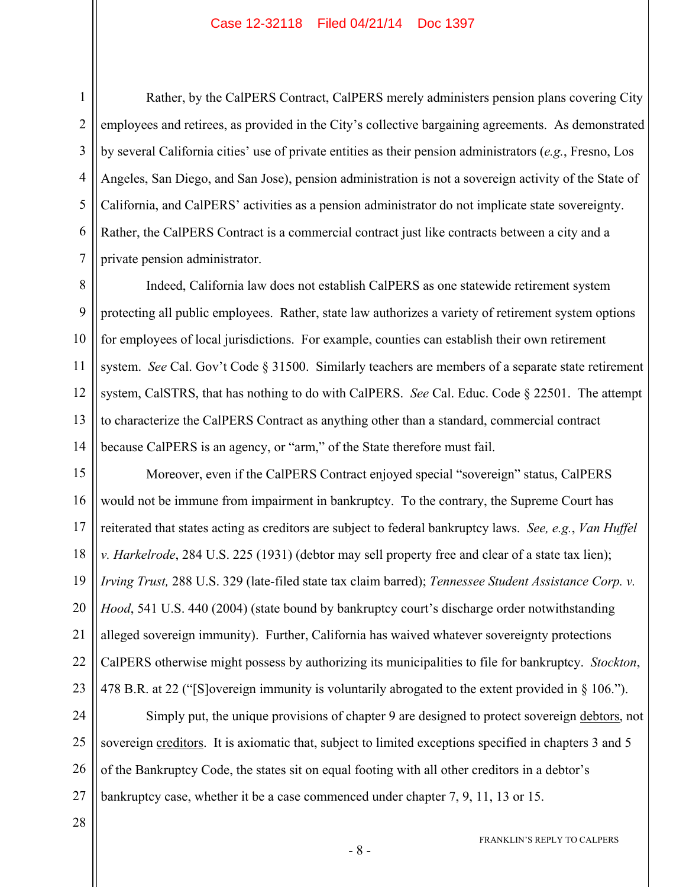Rather, by the CalPERS Contract, CalPERS merely administers pension plans covering City employees and retirees, as provided in the City's collective bargaining agreements. As demonstrated by several California cities' use of private entities as their pension administrators (*e.g.*, Fresno, Los Angeles, San Diego, and San Jose), pension administration is not a sovereign activity of the State of California, and CalPERS' activities as a pension administrator do not implicate state sovereignty. Rather, the CalPERS Contract is a commercial contract just like contracts between a city and a private pension administrator.

Indeed, California law does not establish CalPERS as one statewide retirement system protecting all public employees. Rather, state law authorizes a variety of retirement system options for employees of local jurisdictions. For example, counties can establish their own retirement system. *See* Cal. Gov't Code § 31500. Similarly teachers are members of a separate state retirement system, CalSTRS, that has nothing to do with CalPERS. *See* Cal. Educ. Code § 22501. The attempt to characterize the CalPERS Contract as anything other than a standard, commercial contract because CalPERS is an agency, or "arm," of the State therefore must fail.

Moreover, even if the CalPERS Contract enjoyed special "sovereign" status, CalPERS would not be immune from impairment in bankruptcy. To the contrary, the Supreme Court has reiterated that states acting as creditors are subject to federal bankruptcy laws. *See, e.g.*, *Van Huffel v. Harkelrode*, 284 U.S. 225 (1931) (debtor may sell property free and clear of a state tax lien); *Irving Trust,* 288 U.S. 329 (late-filed state tax claim barred); *Tennessee Student Assistance Corp. v. Hood*, 541 U.S. 440 (2004) (state bound by bankruptcy court's discharge order notwithstanding alleged sovereign immunity). Further, California has waived whatever sovereignty protections CalPERS otherwise might possess by authorizing its municipalities to file for bankruptcy. *Stockton*, 478 B.R. at 22 ("[S]overeign immunity is voluntarily abrogated to the extent provided in § 106.").

Simply put, the unique provisions of chapter 9 are designed to protect sovereign <u>debtors</u>, not sovereign <u>creditors</u>. It is axiomatic that, subject to limited exceptions specified in chapters 3 and 5 of the Bankruptcy Code, the states sit on equal footing with all other creditors in a debtor's bankruptcy case, whether it be a case commenced under chapter 7, 9, 11, 13 or 15.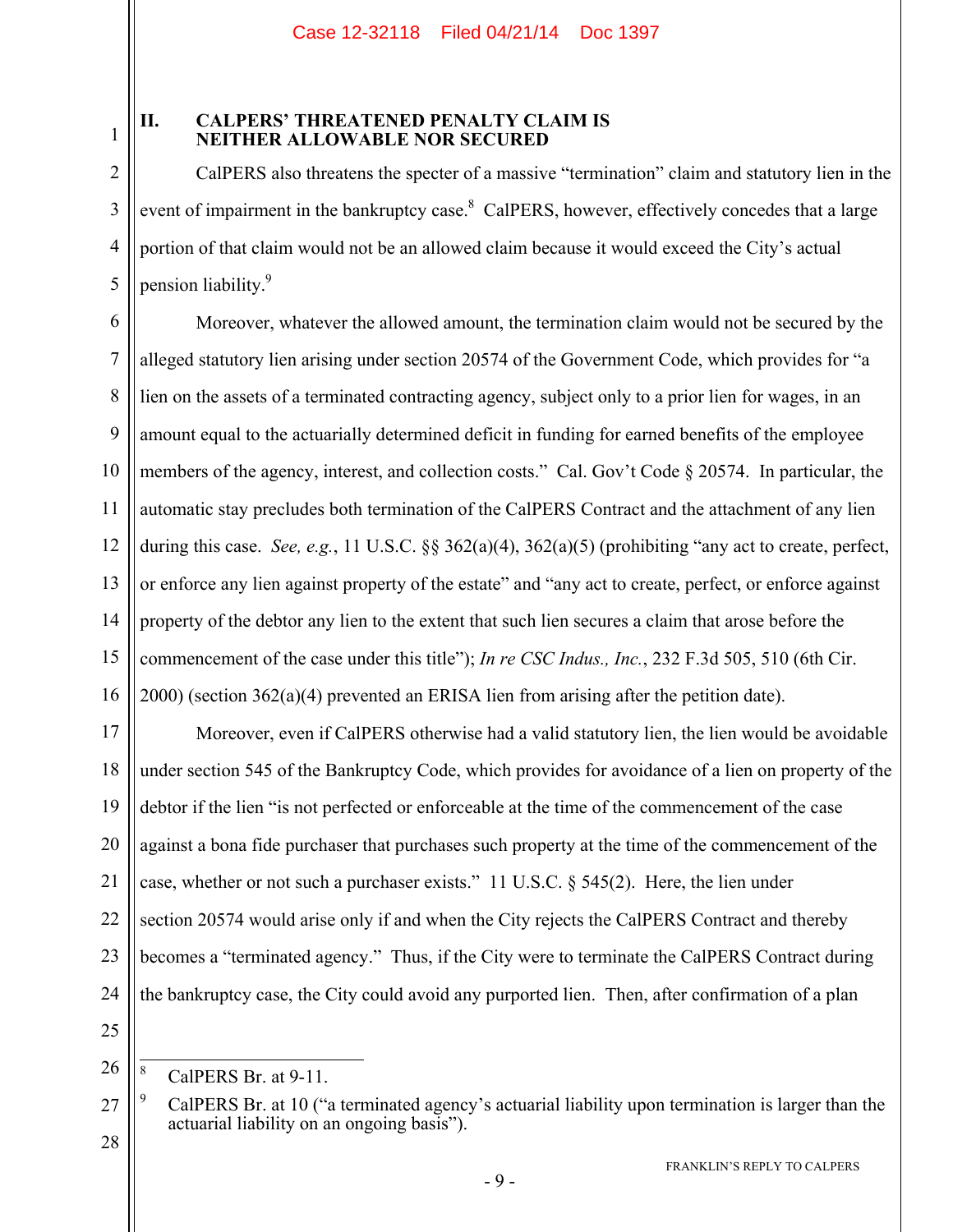## II. CALPERS' THREATENED PENALTY CLAIM IS NEITHER ALLOWABLE NOR SECURED

CalPERS also threatens the specter of a massive "termination" claim and statutory lien in the event of impairment in the bankruptcy case.[8] CalPERS, however, effectively concedes that a large portion of that claim would not be an allowed claim because it would exceed the City's actual pension liability.[9]

Moreover, whatever the allowed amount, the termination claim would not be secured by the alleged statutory lien arising under section 20574 of the Government Code, which provides for "a lien on the assets of a terminated contracting agency, subject only to a prior lien for wages, in an amount equal to the actuarially determined deficit in funding for earned benefits of the employee members of the agency, interest, and collection costs." Cal. Gov't Code § 20574. In particular, the automatic stay precludes both termination of the CalPERS Contract and the attachment of any lien during this case. *See, e.g.*, 11 U.S.C. §§ 362(a)(4), 362(a)(5) (prohibiting "any act to create, perfect, or enforce any lien against property of the estate" and "any act to create, perfect, or enforce against property of the debtor any lien to the extent that such lien secures a claim that arose before the commencement of the case under this title"); *In re CSC Indus., Inc.*, 232 F.3d 505, 510 (6th Cir. 2000) (section 362(a)(4) prevented an ERISA lien from arising after the petition date).

Moreover, even if CalPERS otherwise had a valid statutory lien, the lien would be avoidable under section 545 of the Bankruptcy Code, which provides for avoidance of a lien on property of the debtor if the lien "is not perfected or enforceable at the time of the commencement of the case against a bona fide purchaser that purchases such property at the time of the commencement of the case, whether or not such a purchaser exists." 11 U.S.C. § 545(2). Here, the lien under section 20574 would arise only if and when the City rejects the CalPERS Contract and thereby becomes a "terminated agency." Thus, if the City were to terminate the CalPERS Contract during the bankruptcy case, the City could avoid any purported lien. Then, after confirmation of a plan

---

[8] CalPERS Br. at 9-11.

[9] CalPERS Br. at 10 ("a terminated agency's actuarial liability upon termination is larger than the actuarial liability on an ongoing basis").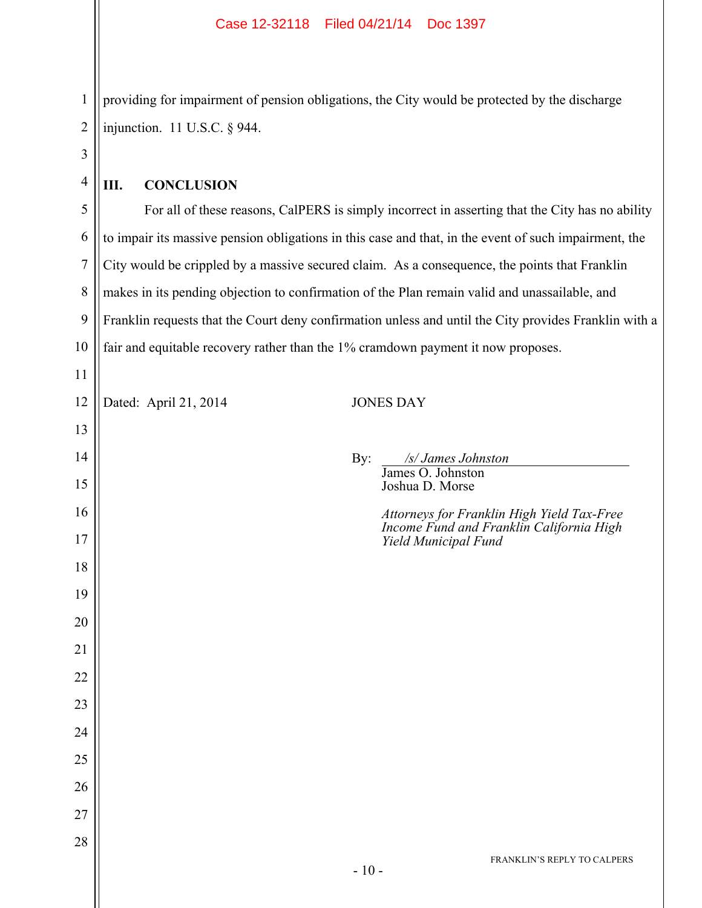providing for impairment of pension obligations, the City would be protected by the discharge injunction. 11 U.S.C. § 944.

## III. CONCLUSION

For all of these reasons, CalPERS is simply incorrect in asserting that the City has no ability to impair its massive pension obligations in this case and that, in the event of such impairment, the City would be crippled by a massive secured claim. As a consequence, the points that Franklin makes in its pending objection to confirmation of the Plan remain valid and unassailable, and Franklin requests that the Court deny confirmation unless and until the City provides Franklin with a fair and equitable recovery rather than the 1% cramdown payment it now proposes.

Dated: April 21, 2014

JONES DAY

By: */s/ James Johnston*
James O. Johnston
Joshua D. Morse

*Attorneys for Franklin High Yield Tax-Free Income Fund and Franklin California High Yield Municipal Fund*